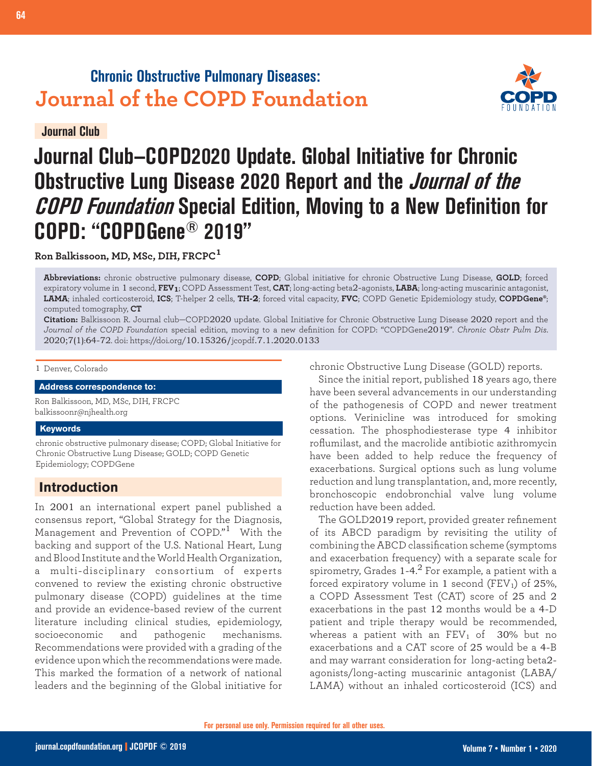Chronic Obstructive Pulmonary Diseases:
**Journal of the COPD Foundation**

Journal Club

# Journal Club–COPD2020 Update. Global Initiative for Chronic Obstructive Lung Disease 2020 Report and the *Journal of the COPD Foundation* Special Edition, Moving to a New Definition for COPD: "COPDGene® 2019"

**Ron Balkissoon, MD, MSc, DIH, FRCPC[1]**

**Abbreviations:** chronic obstructive pulmonary disease, **COPD**; Global initiative for chronic Obstructive Lung Disease, **GOLD**; forced expiratory volume in 1 second, **$FEV_1$**; COPD Assessment Test, **CAT**; long-acting beta2-agonists, **LABA**; long-acting muscarinic antagonist, **LAMA**; inhaled corticosteroid, **ICS**; T-helper 2 cells, **TH-2**; forced vital capacity, **FVC**; COPD Genetic Epidemiology study, **COPDGene®**; computed tomography, **CT**

**Citation:** Balkissoon R. Journal club—COPD2020 update. Global Initiative for Chronic Obstructive Lung Disease 2020 report and the *Journal of the COPD Foundation* special edition, moving to a new definition for COPD: "COPDGene2019". *Chronic Obstr Pulm Dis*. 2020;7(1):64-72. doi: https://doi.org/10.15326/jcopdf.7.1.2020.0133

1 Denver, Colorado

**Address correspondence to:**

Ron Balkissoon, MD, MSc, DIH, FRCPC
balkissoonr@njhealth.org

**Keywords**

chronic obstructive pulmonary disease; COPD; Global Initiative for Chronic Obstructive Lung Disease; GOLD; COPD Genetic Epidemiology; COPDGene

## Introduction

In 2001 an international expert panel published a consensus report, "Global Strategy for the Diagnosis, Management and Prevention of COPD."[1] With the backing and support of the U.S. National Heart, Lung and Blood Institute and the World Health Organization, a multi-disciplinary consortium of experts convened to review the existing chronic obstructive pulmonary disease (COPD) guidelines at the time and provide an evidence-based review of the current literature including clinical studies, epidemiology, socioeconomic and pathogenic mechanisms. Recommendations were provided with a grading of the evidence upon which the recommendations were made. This marked the formation of a network of national leaders and the beginning of the Global initiative for chronic Obstructive Lung Disease (GOLD) reports.

Since the initial report, published 18 years ago, there have been several advancements in our understanding of the pathogenesis of COPD and newer treatment options. Verinicline was introduced for smoking cessation. The phosphodiesterase type 4 inhibitor roflumilast, and the macrolide antibiotic azithromycin have been added to help reduce the frequency of exacerbations. Surgical options such as lung volume reduction and lung transplantation, and, more recently, bronchoscopic endobronchial valve lung volume reduction have been added.

The GOLD2019 report, provided greater refinement of its ABCD paradigm by revisiting the utility of combining the ABCD classification scheme (symptoms and exacerbation frequency) with a separate scale for spirometry, Grades 1-4.[2] For example, a patient with a forced expiratory volume in 1 second ($FEV_1$) of 25%, a COPD Assessment Test (CAT) score of 25 and 2 exacerbations in the past 12 months would be a 4-D patient and triple therapy would be recommended, whereas a patient with an $FEV_1$ of 30% but no exacerbations and a CAT score of 25 would be a 4-B and may warrant consideration for long-acting beta2-agonists/long-acting muscarinic antagonist (LABA/LAMA) without an inhaled corticosteroid (ICS) and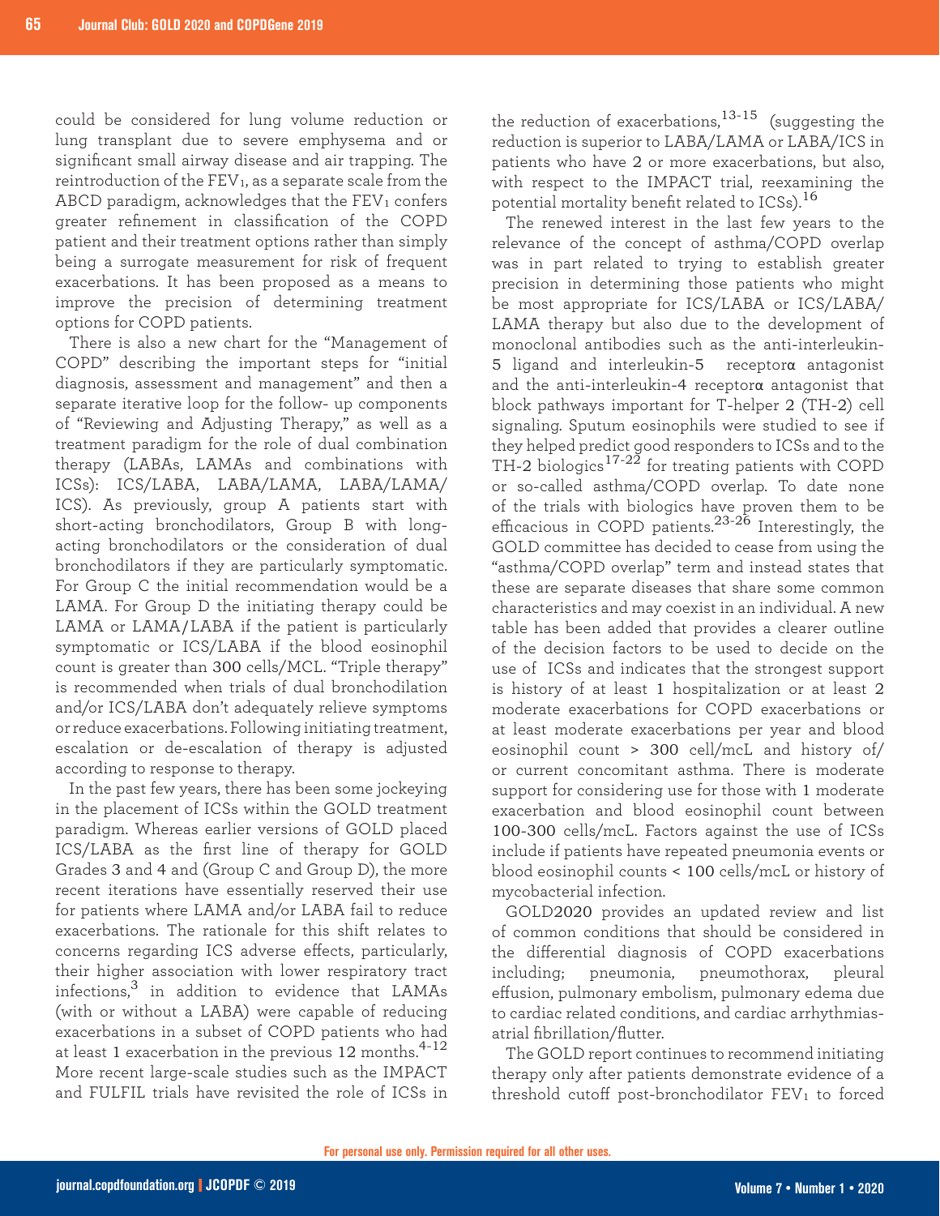could be considered for lung volume reduction or lung transplant due to severe emphysema and or significant small airway disease and air trapping. The reintroduction of the $FEV_1$, as a separate scale from the ABCD paradigm, acknowledges that the $FEV_1$ confers greater refinement in classification of the COPD patient and their treatment options rather than simply being a surrogate measurement for risk of frequent exacerbations. It has been proposed as a means to improve the precision of determining treatment options for COPD patients.

There is also a new chart for the "Management of COPD" describing the important steps for "initial diagnosis, assessment and management" and then a separate iterative loop for the follow- up components of "Reviewing and Adjusting Therapy," as well as a treatment paradigm for the role of dual combination therapy (LABAs, LAMAs and combinations with ICSs): ICS/LABA, LABA/LAMA, LABA/LAMA/ICS). As previously, group A patients start with short-acting bronchodilators, Group B with long-acting bronchodilators or the consideration of dual bronchodilators if they are particularly symptomatic. For Group C the initial recommendation would be a LAMA. For Group D the initiating therapy could be LAMA or LAMA/LABA if the patient is particularly symptomatic or ICS/LABA if the blood eosinophil count is greater than 300 cells/MCL. "Triple therapy" is recommended when trials of dual bronchodilation and/or ICS/LABA don't adequately relieve symptoms or reduce exacerbations. Following initiating treatment, escalation or de-escalation of therapy is adjusted according to response to therapy.

In the past few years, there has been some jockeying in the placement of ICSs within the GOLD treatment paradigm. Whereas earlier versions of GOLD placed ICS/LABA as the first line of therapy for GOLD Grades 3 and 4 and (Group C and Group D), the more recent iterations have essentially reserved their use for patients where LAMA and/or LABA fail to reduce exacerbations. The rationale for this shift relates to concerns regarding ICS adverse effects, particularly, their higher association with lower respiratory tract infections,[3] in addition to evidence that LAMAs (with or without a LABA) were capable of reducing exacerbations in a subset of COPD patients who had at least 1 exacerbation in the previous 12 months.[4-12] More recent large-scale studies such as the IMPACT and FULFIL trials have revisited the role of ICSs in the reduction of exacerbations,[13-15] (suggesting the reduction is superior to LABA/LAMA or LABA/ICS in patients who have 2 or more exacerbations, but also, with respect to the IMPACT trial, reexamining the potential mortality benefit related to ICSs).[16]

The renewed interest in the last few years to the relevance of the concept of asthma/COPD overlap was in part related to trying to establish greater precision in determining those patients who might be most appropriate for ICS/LABA or ICS/LABA/LAMA therapy but also due to the development of monoclonal antibodies such as the anti-interleukin-5 ligand and interleukin-5 receptorα antagonist and the anti-interleukin-4 receptorα antagonist that block pathways important for T-helper 2 (TH-2) cell signaling. Sputum eosinophils were studied to see if they helped predict good responders to ICSs and to the TH-2 biologics[17-22] for treating patients with COPD or so-called asthma/COPD overlap. To date none of the trials with biologics have proven them to be efficacious in COPD patients.[23-26] Interestingly, the GOLD committee has decided to cease from using the "asthma/COPD overlap" term and instead states that these are separate diseases that share some common characteristics and may coexist in an individual. A new table has been added that provides a clearer outline of the decision factors to be used to decide on the use of ICSs and indicates that the strongest support is history of at least 1 hospitalization or at least 2 moderate exacerbations for COPD exacerbations or at least moderate exacerbations per year and blood eosinophil count > 300 cell/mcL and history of/or current concomitant asthma. There is moderate support for considering use for those with 1 moderate exacerbation and blood eosinophil count between 100-300 cells/mcL. Factors against the use of ICSs include if patients have repeated pneumonia events or blood eosinophil counts < 100 cells/mcL or history of mycobacterial infection.

GOLD2020 provides an updated review and list of common conditions that should be considered in the differential diagnosis of COPD exacerbations including; pneumonia, pneumothorax, pleural effusion, pulmonary embolism, pulmonary edema due to cardiac related conditions, and cardiac arrhythmias-atrial fibrillation/flutter.

The GOLD report continues to recommend initiating therapy only after patients demonstrate evidence of a threshold cutoff post-bronchodilator $FEV_1$ to forced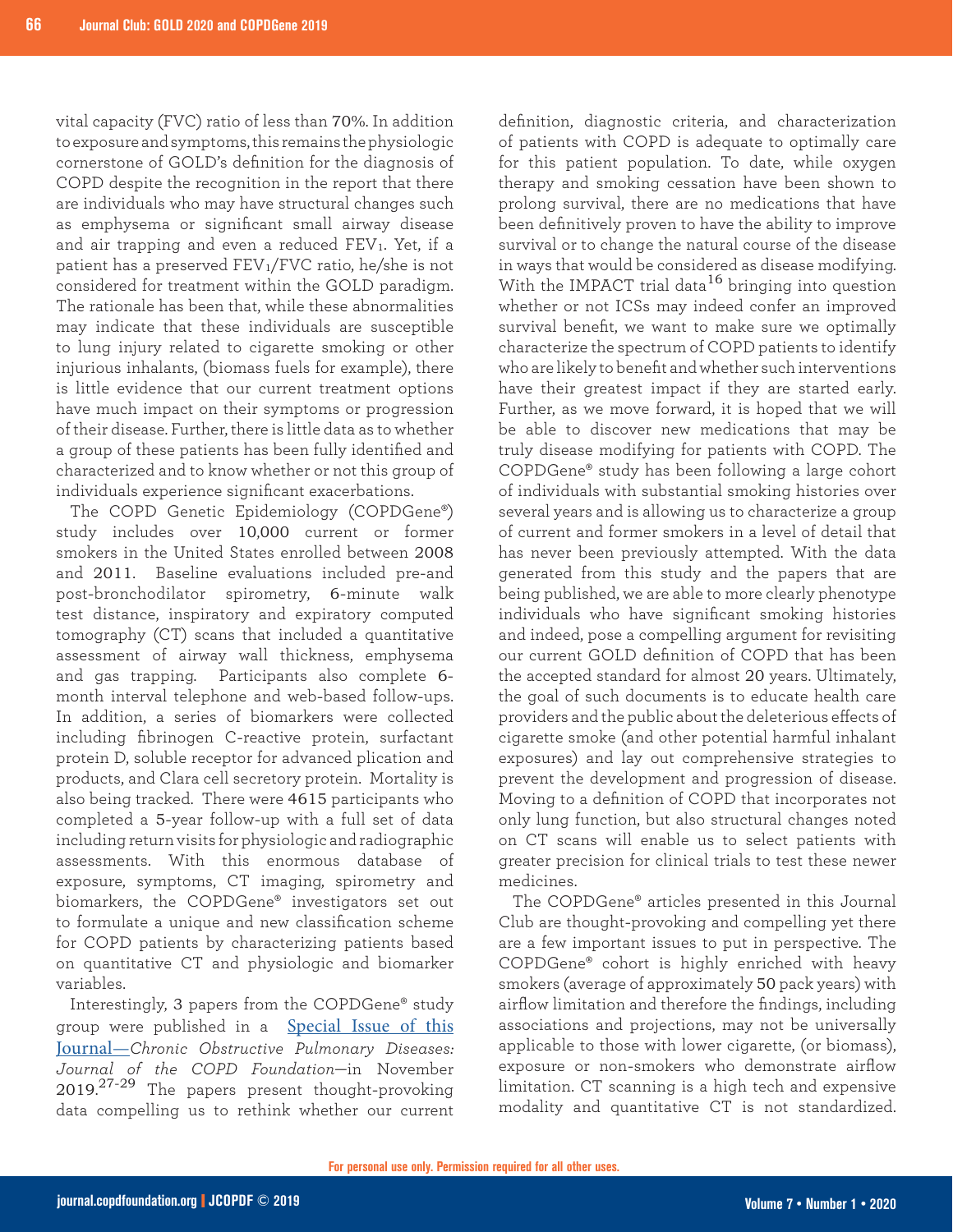vital capacity (FVC) ratio of less than 70%. In addition to exposure and symptoms, this remains the physiologic cornerstone of GOLD's definition for the diagnosis of COPD despite the recognition in the report that there are individuals who may have structural changes such as emphysema or significant small airway disease and air trapping and even a reduced $FEV_1$. Yet, if a patient has a preserved $FEV_1$/FVC ratio, he/she is not considered for treatment within the GOLD paradigm. The rationale has been that, while these abnormalities may indicate that these individuals are susceptible to lung injury related to cigarette smoking or other injurious inhalants, (biomass fuels for example), there is little evidence that our current treatment options have much impact on their symptoms or progression of their disease. Further, there is little data as to whether a group of these patients has been fully identified and characterized and to know whether or not this group of individuals experience significant exacerbations.

The COPD Genetic Epidemiology (COPDGene®) study includes over 10,000 current or former smokers in the United States enrolled between 2008 and 2011. Baseline evaluations included pre-and post-bronchodilator spirometry, 6-minute walk test distance, inspiratory and expiratory computed tomography (CT) scans that included a quantitative assessment of airway wall thickness, emphysema and gas trapping. Participants also complete 6-month interval telephone and web-based follow-ups. In addition, a series of biomarkers were collected including fibrinogen C-reactive protein, surfactant protein D, soluble receptor for advanced plication and products, and Clara cell secretory protein. Mortality is also being tracked. There were 4615 participants who completed a 5-year follow-up with a full set of data including return visits for physiologic and radiographic assessments. With this enormous database of exposure, symptoms, CT imaging, spirometry and biomarkers, the COPDGene® investigators set out to formulate a unique and new classification scheme for COPD patients by characterizing patients based on quantitative CT and physiologic and biomarker variables.

Interestingly, 3 papers from the COPDGene® study group were published in a Special Issue of this Journal—*Chronic Obstructive Pulmonary Diseases: Journal of the COPD Foundation*—in November 2019.[27-29] The papers present thought-provoking data compelling us to rethink whether our current definition, diagnostic criteria, and characterization of patients with COPD is adequate to optimally care for this patient population. To date, while oxygen therapy and smoking cessation have been shown to prolong survival, there are no medications that have been definitively proven to have the ability to improve survival or to change the natural course of the disease in ways that would be considered as disease modifying. With the IMPACT trial data[16] bringing into question whether or not ICSs may indeed confer an improved survival benefit, we want to make sure we optimally characterize the spectrum of COPD patients to identify who are likely to benefit and whether such interventions have their greatest impact if they are started early. Further, as we move forward, it is hoped that we will be able to discover new medications that may be truly disease modifying for patients with COPD. The COPDGene® study has been following a large cohort of individuals with substantial smoking histories over several years and is allowing us to characterize a group of current and former smokers in a level of detail that has never been previously attempted. With the data generated from this study and the papers that are being published, we are able to more clearly phenotype individuals who have significant smoking histories and indeed, pose a compelling argument for revisiting our current GOLD definition of COPD that has been the accepted standard for almost 20 years. Ultimately, the goal of such documents is to educate health care providers and the public about the deleterious effects of cigarette smoke (and other potential harmful inhalant exposures) and lay out comprehensive strategies to prevent the development and progression of disease. Moving to a definition of COPD that incorporates not only lung function, but also structural changes noted on CT scans will enable us to select patients with greater precision for clinical trials to test these newer medicines.

The COPDGene® articles presented in this Journal Club are thought-provoking and compelling yet there are a few important issues to put in perspective. The COPDGene® cohort is highly enriched with heavy smokers (average of approximately 50 pack years) with airflow limitation and therefore the findings, including associations and projections, may not be universally applicable to those with lower cigarette, (or biomass), exposure or non-smokers who demonstrate airflow limitation. CT scanning is a high tech and expensive modality and quantitative CT is not standardized.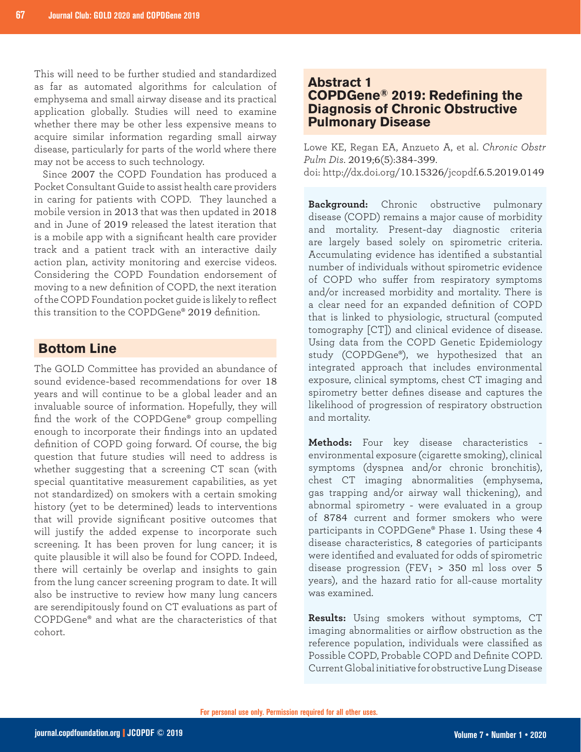This will need to be further studied and standardized as far as automated algorithms for calculation of emphysema and small airway disease and its practical application globally. Studies will need to examine whether there may be other less expensive means to acquire similar information regarding small airway disease, particularly for parts of the world where there may not be access to such technology.

Since 2007 the COPD Foundation has produced a Pocket Consultant Guide to assist health care providers in caring for patients with COPD. They launched a mobile version in 2013 that was then updated in 2018 and in June of 2019 released the latest iteration that is a mobile app with a significant health care provider track and a patient track with an interactive daily action plan, activity monitoring and exercise videos. Considering the COPD Foundation endorsement of moving to a new definition of COPD, the next iteration of the COPD Foundation pocket guide is likely to reflect this transition to the COPDGene® 2019 definition.

## Bottom Line

The GOLD Committee has provided an abundance of sound evidence-based recommendations for over 18 years and will continue to be a global leader and an invaluable source of information. Hopefully, they will find the work of the COPDGene® group compelling enough to incorporate their findings into an updated definition of COPD going forward. Of course, the big question that future studies will need to address is whether suggesting that a screening CT scan (with special quantitative measurement capabilities, as yet not standardized) on smokers with a certain smoking history (yet to be determined) leads to interventions that will provide significant positive outcomes that will justify the added expense to incorporate such screening. It has been proven for lung cancer; it is quite plausible it will also be found for COPD. Indeed, there will certainly be overlap and insights to gain from the lung cancer screening program to date. It will also be instructive to review how many lung cancers are serendipitously found on CT evaluations as part of COPDGene® and what are the characteristics of that cohort.

## Abstract 1
## COPDGene® 2019: Redefining the Diagnosis of Chronic Obstructive Pulmonary Disease

Lowe KE, Regan EA, Anzueto A, et al. *Chronic Obstr Pulm Dis*. 2019;6(5):384-399.
doi: http://dx.doi.org/10.15326/jcopdf.6.5.2019.0149

**Background:** Chronic obstructive pulmonary disease (COPD) remains a major cause of morbidity and mortality. Present-day diagnostic criteria are largely based solely on spirometric criteria. Accumulating evidence has identified a substantial number of individuals without spirometric evidence of COPD who suffer from respiratory symptoms and/or increased morbidity and mortality. There is a clear need for an expanded definition of COPD that is linked to physiologic, structural (computed tomography [CT]) and clinical evidence of disease. Using data from the COPD Genetic Epidemiology study (COPDGene®), we hypothesized that an integrated approach that includes environmental exposure, clinical symptoms, chest CT imaging and spirometry better defines disease and captures the likelihood of progression of respiratory obstruction and mortality.

**Methods:** Four key disease characteristics - environmental exposure (cigarette smoking), clinical symptoms (dyspnea and/or chronic bronchitis), chest CT imaging abnormalities (emphysema, gas trapping and/or airway wall thickening), and abnormal spirometry - were evaluated in a group of 8784 current and former smokers who were participants in COPDGene® Phase 1. Using these 4 disease characteristics, 8 categories of participants were identified and evaluated for odds of spirometric disease progression ($FEV_1$ > 350 ml loss over 5 years), and the hazard ratio for all-cause mortality was examined.

**Results:** Using smokers without symptoms, CT imaging abnormalities or airflow obstruction as the reference population, individuals were classified as Possible COPD, Probable COPD and Definite COPD. Current Global initiative for obstructive Lung Disease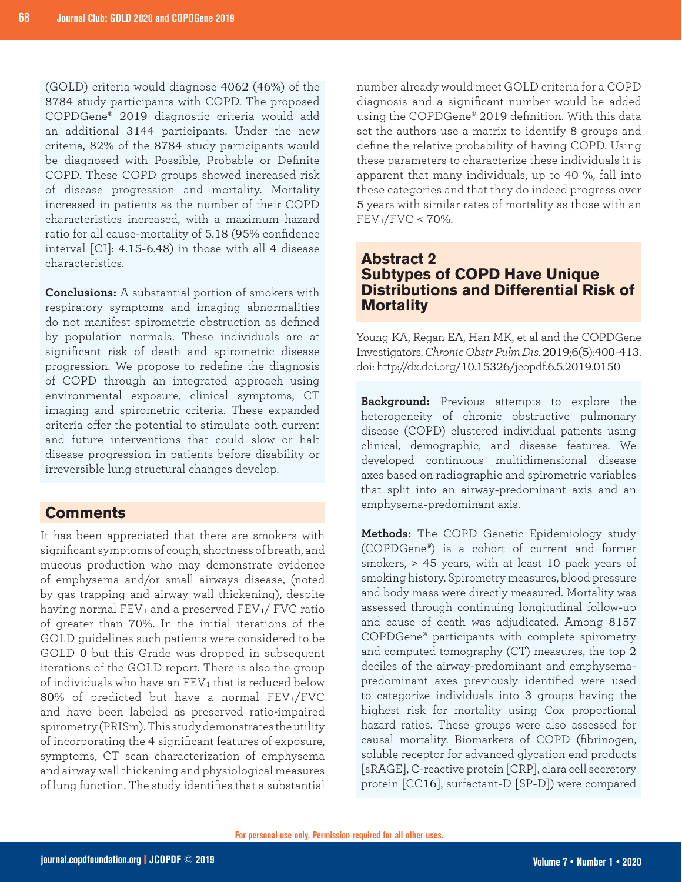(GOLD) criteria would diagnose 4062 (46%) of the 8784 study participants with COPD. The proposed COPDGene® 2019 diagnostic criteria would add an additional 3144 participants. Under the new criteria, 82% of the 8784 study participants would be diagnosed with Possible, Probable or Definite COPD. These COPD groups showed increased risk of disease progression and mortality. Mortality increased in patients as the number of their COPD characteristics increased, with a maximum hazard ratio for all cause-mortality of 5.18 (95% confidence interval [CI]: 4.15-6.48) in those with all 4 disease characteristics.

**Conclusions:** A substantial portion of smokers with respiratory symptoms and imaging abnormalities do not manifest spirometric obstruction as defined by population normals. These individuals are at significant risk of death and spirometric disease progression. We propose to redefine the diagnosis of COPD through an integrated approach using environmental exposure, clinical symptoms, CT imaging and spirometric criteria. These expanded criteria offer the potential to stimulate both current and future interventions that could slow or halt disease progression in patients before disability or irreversible lung structural changes develop.

## Comments

It has been appreciated that there are smokers with significant symptoms of cough, shortness of breath, and mucous production who may demonstrate evidence of emphysema and/or small airways disease, (noted by gas trapping and airway wall thickening), despite having normal $FEV_1$ and a preserved $FEV_1$/ FVC ratio of greater than 70%. In the initial iterations of the GOLD guidelines such patients were considered to be GOLD 0 but this Grade was dropped in subsequent iterations of the GOLD report. There is also the group of individuals who have an $FEV_1$ that is reduced below 80% of predicted but have a normal $FEV_1$/FVC and have been labeled as preserved ratio-impaired spirometry (PRISm). This study demonstrates the utility of incorporating the 4 significant features of exposure, symptoms, CT scan characterization of emphysema and airway wall thickening and physiological measures of lung function. The study identifies that a substantial number already would meet GOLD criteria for a COPD diagnosis and a significant number would be added using the COPDGene® 2019 definition. With this data set the authors use a matrix to identify 8 groups and define the relative probability of having COPD. Using these parameters to characterize these individuals it is apparent that many individuals, up to 40 %, fall into these categories and that they do indeed progress over 5 years with similar rates of mortality as those with an $FEV_1$/FVC < 70%.

## Abstract 2
## Subtypes of COPD Have Unique Distributions and Differential Risk of Mortality

Young KA, Regan EA, Han MK, et al and the COPDGene Investigators. *Chronic Obstr Pulm Dis*. 2019;6(5):400-413. doi: http://dx.doi.org/10.15326/jcopdf.6.5.2019.0150

**Background:** Previous attempts to explore the heterogeneity of chronic obstructive pulmonary disease (COPD) clustered individual patients using clinical, demographic, and disease features. We developed continuous multidimensional disease axes based on radiographic and spirometric variables that split into an airway-predominant axis and an emphysema-predominant axis.

**Methods:** The COPD Genetic Epidemiology study (COPDGene®) is a cohort of current and former smokers, > 45 years, with at least 10 pack years of smoking history. Spirometry measures, blood pressure and body mass were directly measured. Mortality was assessed through continuing longitudinal follow-up and cause of death was adjudicated. Among 8157 COPDGene® participants with complete spirometry and computed tomography (CT) measures, the top 2 deciles of the airway-predominant and emphysema-predominant axes previously identified were used to categorize individuals into 3 groups having the highest risk for mortality using Cox proportional hazard ratios. These groups were also assessed for causal mortality. Biomarkers of COPD (fibrinogen, soluble receptor for advanced glycation end products [sRAGE], C-reactive protein [CRP], clara cell secretory protein [CC16], surfactant-D [SP-D]) were compared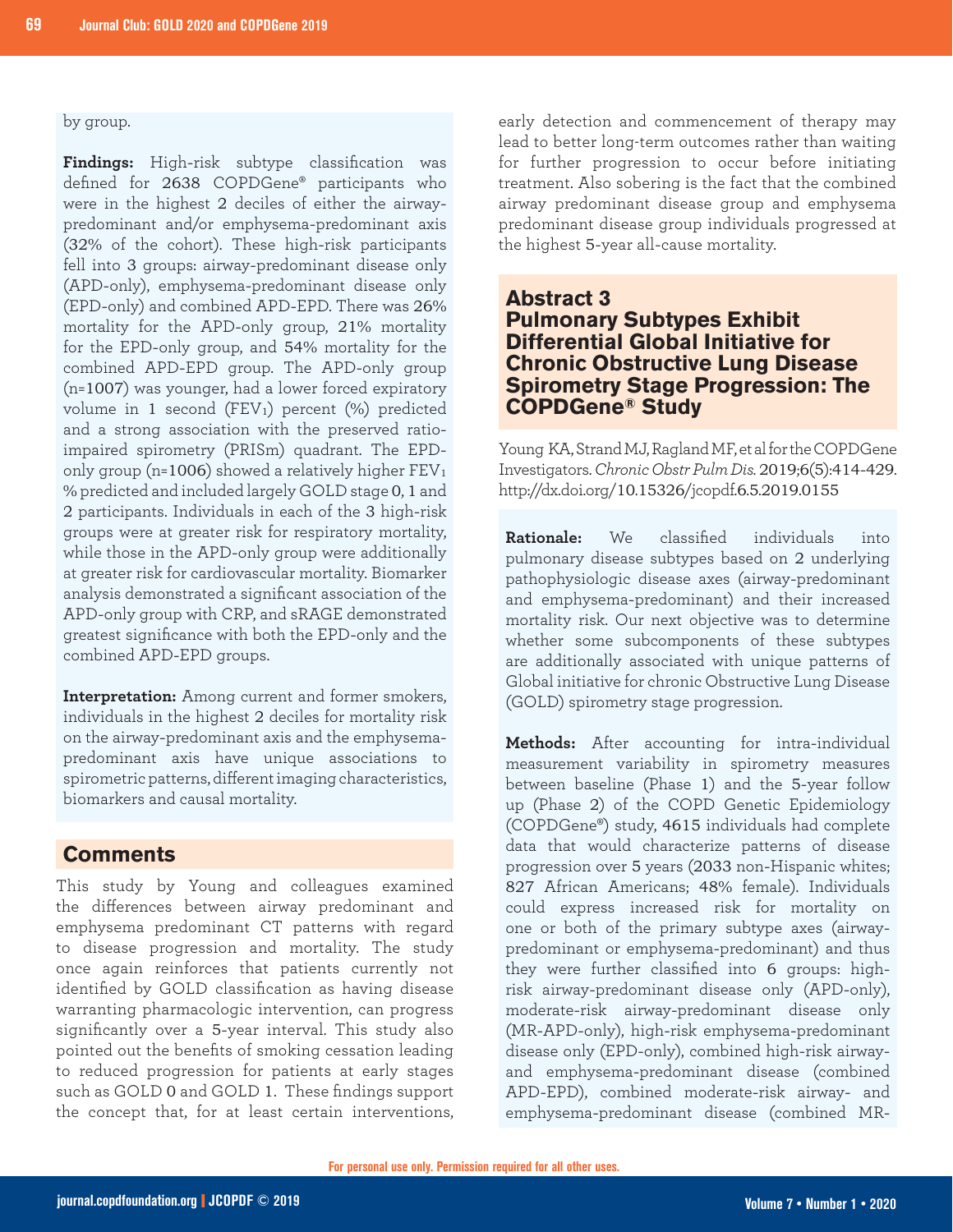by group.

**Findings:** High-risk subtype classification was defined for 2638 COPDGene® participants who were in the highest 2 deciles of either the airway-predominant and/or emphysema-predominant axis (32% of the cohort). These high-risk participants fell into 3 groups: airway-predominant disease only (APD-only), emphysema-predominant disease only (EPD-only) and combined APD-EPD. There was 26% mortality for the APD-only group, 21% mortality for the EPD-only group, and 54% mortality for the combined APD-EPD group. The APD-only group (n=1007) was younger, had a lower forced expiratory volume in 1 second ($FEV_1$) percent (%) predicted and a strong association with the preserved ratio-impaired spirometry (PRISm) quadrant. The EPD-only group (n=1006) showed a relatively higher $FEV_1$ % predicted and included largely GOLD stage 0, 1 and 2 participants. Individuals in each of the 3 high-risk groups were at greater risk for respiratory mortality, while those in the APD-only group were additionally at greater risk for cardiovascular mortality. Biomarker analysis demonstrated a significant association of the APD-only group with CRP, and sRAGE demonstrated greatest significance with both the EPD-only and the combined APD-EPD groups.

**Interpretation:** Among current and former smokers, individuals in the highest 2 deciles for mortality risk on the airway-predominant axis and the emphysema-predominant axis have unique associations to spirometric patterns, different imaging characteristics, biomarkers and causal mortality.

## Comments

This study by Young and colleagues examined the differences between airway predominant and emphysema predominant CT patterns with regard to disease progression and mortality. The study once again reinforces that patients currently not identified by GOLD classification as having disease warranting pharmacologic intervention, can progress significantly over a 5-year interval. This study also pointed out the benefits of smoking cessation leading to reduced progression for patients at early stages such as GOLD 0 and GOLD 1. These findings support the concept that, for at least certain interventions, early detection and commencement of therapy may lead to better long-term outcomes rather than waiting for further progression to occur before initiating treatment. Also sobering is the fact that the combined airway predominant disease group and emphysema predominant disease group individuals progressed at the highest 5-year all-cause mortality.

## Abstract 3
## Pulmonary Subtypes Exhibit Differential Global Initiative for Chronic Obstructive Lung Disease Spirometry Stage Progression: The COPDGene® Study

Young KA, Strand MJ, Ragland MF, et al for the COPDGene Investigators. *Chronic Obstr Pulm Dis.* 2019;6(5):414-429. http://dx.doi.org/10.15326/jcopdf.6.5.2019.0155

**Rationale:** We classified individuals into pulmonary disease subtypes based on 2 underlying pathophysiologic disease axes (airway-predominant and emphysema-predominant) and their increased mortality risk. Our next objective was to determine whether some subcomponents of these subtypes are additionally associated with unique patterns of Global initiative for chronic Obstructive Lung Disease (GOLD) spirometry stage progression.

**Methods:** After accounting for intra-individual measurement variability in spirometry measures between baseline (Phase 1) and the 5-year follow up (Phase 2) of the COPD Genetic Epidemiology (COPDGene®) study, 4615 individuals had complete data that would characterize patterns of disease progression over 5 years (2033 non-Hispanic whites; 827 African Americans; 48% female). Individuals could express increased risk for mortality on one or both of the primary subtype axes (airway-predominant or emphysema-predominant) and thus they were further classified into 6 groups: high-risk airway-predominant disease only (APD-only), moderate-risk airway-predominant disease only (MR-APD-only), high-risk emphysema-predominant disease only (EPD-only), combined high-risk airway- and emphysema-predominant disease (combined APD-EPD), combined moderate-risk airway- and emphysema-predominant disease (combined MR-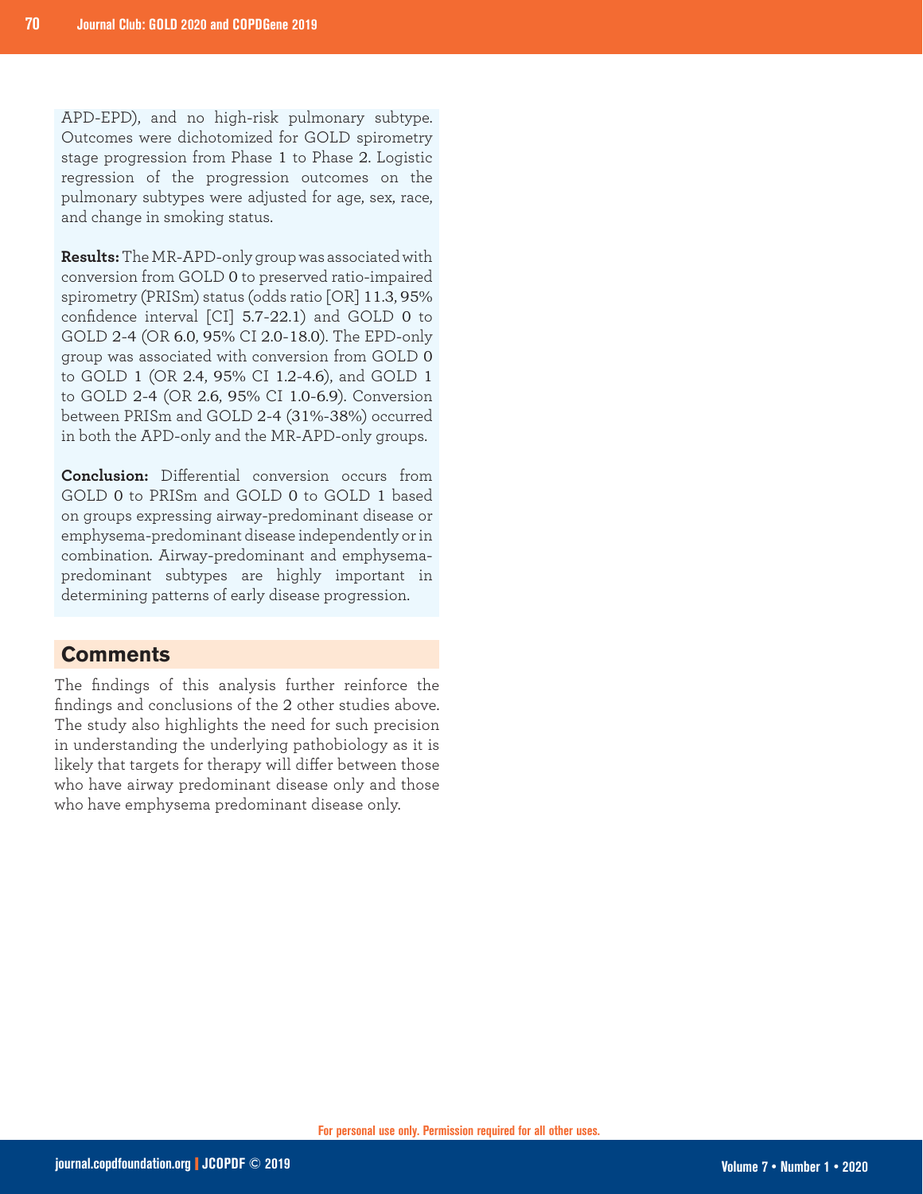APD-EPD), and no high-risk pulmonary subtype. Outcomes were dichotomized for GOLD spirometry stage progression from Phase 1 to Phase 2. Logistic regression of the progression outcomes on the pulmonary subtypes were adjusted for age, sex, race, and change in smoking status.

**Results:** The MR-APD-only group was associated with conversion from GOLD 0 to preserved ratio-impaired spirometry (PRISm) status (odds ratio [OR] 11.3, 95% confidence interval [CI] 5.7-22.1) and GOLD 0 to GOLD 2-4 (OR 6.0, 95% CI 2.0-18.0). The EPD-only group was associated with conversion from GOLD 0 to GOLD 1 (OR 2.4, 95% CI 1.2-4.6), and GOLD 1 to GOLD 2-4 (OR 2.6, 95% CI 1.0-6.9). Conversion between PRISm and GOLD 2-4 (31%-38%) occurred in both the APD-only and the MR-APD-only groups.

**Conclusion:** Differential conversion occurs from GOLD 0 to PRISm and GOLD 0 to GOLD 1 based on groups expressing airway-predominant disease or emphysema-predominant disease independently or in combination. Airway-predominant and emphysema-predominant subtypes are highly important in determining patterns of early disease progression.

## Comments

The findings of this analysis further reinforce the findings and conclusions of the 2 other studies above. The study also highlights the need for such precision in understanding the underlying pathobiology as it is likely that targets for therapy will differ between those who have airway predominant disease only and those who have emphysema predominant disease only.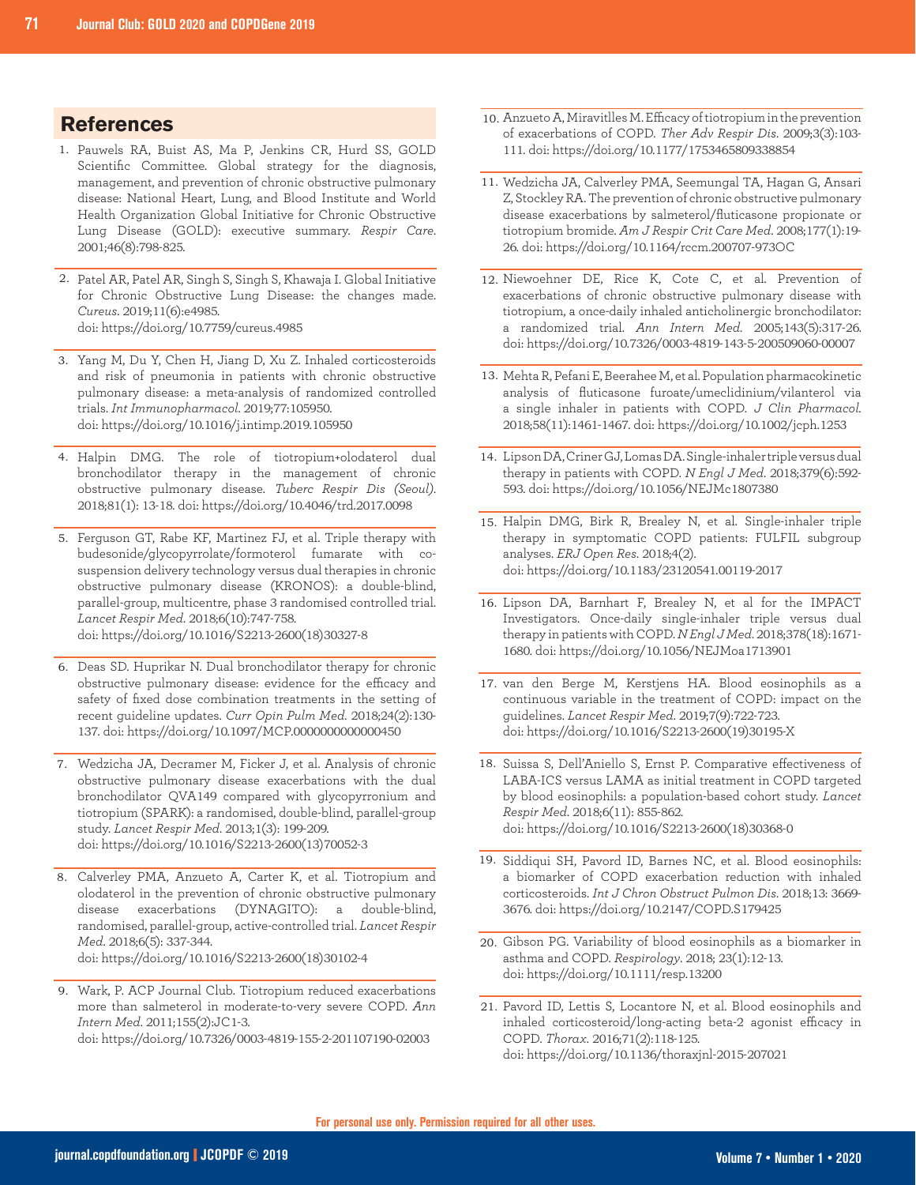## References

1. Pauwels RA, Buist AS, Ma P, Jenkins CR, Hurd SS, GOLD Scientific Committee. Global strategy for the diagnosis, management, and prevention of chronic obstructive pulmonary disease: National Heart, Lung, and Blood Institute and World Health Organization Global Initiative for Chronic Obstructive Lung Disease (GOLD): executive summary. *Respir Care*. 2001;46(8):798-825.
2. Patel AR, Patel AR, Singh S, Singh S, Khawaja I. Global Initiative for Chronic Obstructive Lung Disease: the changes made. *Cureus*. 2019;11(6):e4985. doi: https://doi.org/10.7759/cureus.4985
3. Yang M, Du Y, Chen H, Jiang D, Xu Z. Inhaled corticosteroids and risk of pneumonia in patients with chronic obstructive pulmonary disease: a meta-analysis of randomized controlled trials. *Int Immunopharmacol*. 2019;77:105950. doi: https://doi.org/10.1016/j.intimp.2019.105950
4. Halpin DMG. The role of tiotropium+olodaterol dual bronchodilator therapy in the management of chronic obstructive pulmonary disease. *Tuberc Respir Dis (Seoul)*. 2018;81(1): 13-18. doi: https://doi.org/10.4046/trd.2017.0098
5. Ferguson GT, Rabe KF, Martinez FJ, et al. Triple therapy with budesonide/glycopyrrolate/formoterol fumarate with co-suspension delivery technology versus dual therapies in chronic obstructive pulmonary disease (KRONOS): a double-blind, parallel-group, multicentre, phase 3 randomised controlled trial. *Lancet Respir Med*. 2018;6(10):747-758. doi: https://doi.org/10.1016/S2213-2600(18)30327-8
6. Deas SD. Huprikar N. Dual bronchodilator therapy for chronic obstructive pulmonary disease: evidence for the efficacy and safety of fixed dose combination treatments in the setting of recent guideline updates. *Curr Opin Pulm Med*. 2018;24(2):130-137. doi: https://doi.org/10.1097/MCP.0000000000000450
7. Wedzicha JA, Decramer M, Ficker J, et al. Analysis of chronic obstructive pulmonary disease exacerbations with the dual bronchodilator QVA149 compared with glycopyrronium and tiotropium (SPARK): a randomised, double-blind, parallel-group study. *Lancet Respir Med*. 2013;1(3): 199-209. doi: https://doi.org/10.1016/S2213-2600(13)70052-3
8. Calverley PMA, Anzueto A, Carter K, et al. Tiotropium and olodaterol in the prevention of chronic obstructive pulmonary disease exacerbations (DYNAGITO): a double-blind, randomised, parallel-group, active-controlled trial. *Lancet Respir Med*. 2018;6(5): 337-344. doi: https://doi.org/10.1016/S2213-2600(18)30102-4
9. Wark, P. ACP Journal Club. Tiotropium reduced exacerbations more than salmeterol in moderate-to-very severe COPD. *Ann Intern Med*. 2011;155(2):JC1-3. doi: https://doi.org/10.7326/0003-4819-155-2-201107190-02003
10. Anzueto A, Miravitlles M. Efficacy of tiotropium in the prevention of exacerbations of COPD. *Ther Adv Respir Dis*. 2009;3(3):103-111. doi: https://doi.org/10.1177/1753465809338854
11. Wedzicha JA, Calverley PMA, Seemungal TA, Hagan G, Ansari Z, Stockley RA. The prevention of chronic obstructive pulmonary disease exacerbations by salmeterol/fluticasone propionate or tiotropium bromide. *Am J Respir Crit Care Med*. 2008;177(1):19-26. doi: https://doi.org/10.1164/rccm.200707-973OC
12. Niewoehner DE, Rice K, Cote C, et al. Prevention of exacerbations of chronic obstructive pulmonary disease with tiotropium, a once-daily inhaled anticholinergic bronchodilator: a randomized trial. *Ann Intern Med*. 2005;143(5):317-26. doi: https://doi.org/10.7326/0003-4819-143-5-200509060-00007
13. Mehta R, Pefani E, Beerahee M, et al. Population pharmacokinetic analysis of fluticasone furoate/umeclidinium/vilanterol via a single inhaler in patients with COPD. *J Clin Pharmacol*. 2018;58(11):1461-1467. doi: https://doi.org/10.1002/jcph.1253
14. Lipson DA, Criner GJ, Lomas DA. Single-inhaler triple versus dual therapy in patients with COPD. *N Engl J Med*. 2018;379(6):592-593. doi: https://doi.org/10.1056/NEJMc1807380
15. Halpin DMG, Birk R, Brealey N, et al. Single-inhaler triple therapy in symptomatic COPD patients: FULFIL subgroup analyses. *ERJ Open Res*. 2018;4(2). doi: https://doi.org/10.1183/23120541.00119-2017
16. Lipson DA, Barnhart F, Brealey N, et al for the IMPACT Investigators. Once-daily single-inhaler triple versus dual therapy in patients with COPD. *N Engl J Med*. 2018;378(18):1671-1680. doi: https://doi.org/10.1056/NEJMoa1713901
17. van den Berge M, Kerstjens HA. Blood eosinophils as a continuous variable in the treatment of COPD: impact on the guidelines. *Lancet Respir Med*. 2019;7(9):722-723. doi: https://doi.org/10.1016/S2213-2600(19)30195-X
18. Suissa S, Dell'Aniello S, Ernst P. Comparative effectiveness of LABA-ICS versus LAMA as initial treatment in COPD targeted by blood eosinophils: a population-based cohort study. *Lancet Respir Med*. 2018;6(11): 855-862. doi: https://doi.org/10.1016/S2213-2600(18)30368-0
19. Siddiqui SH, Pavord ID, Barnes NC, et al. Blood eosinophils: a biomarker of COPD exacerbation reduction with inhaled corticosteroids. *Int J Chron Obstruct Pulmon Dis*. 2018;13: 3669-3676. doi: https://doi.org/10.2147/COPD.S179425
20. Gibson PG. Variability of blood eosinophils as a biomarker in asthma and COPD. *Respirology*. 2018; 23(1):12-13. doi: https://doi.org/10.1111/resp.13200
21. Pavord ID, Lettis S, Locantore N, et al. Blood eosinophils and inhaled corticosteroid/long-acting beta-2 agonist efficacy in COPD. *Thorax*. 2016;71(2):118-125. doi: https://doi.org/10.1136/thoraxjnl-2015-207021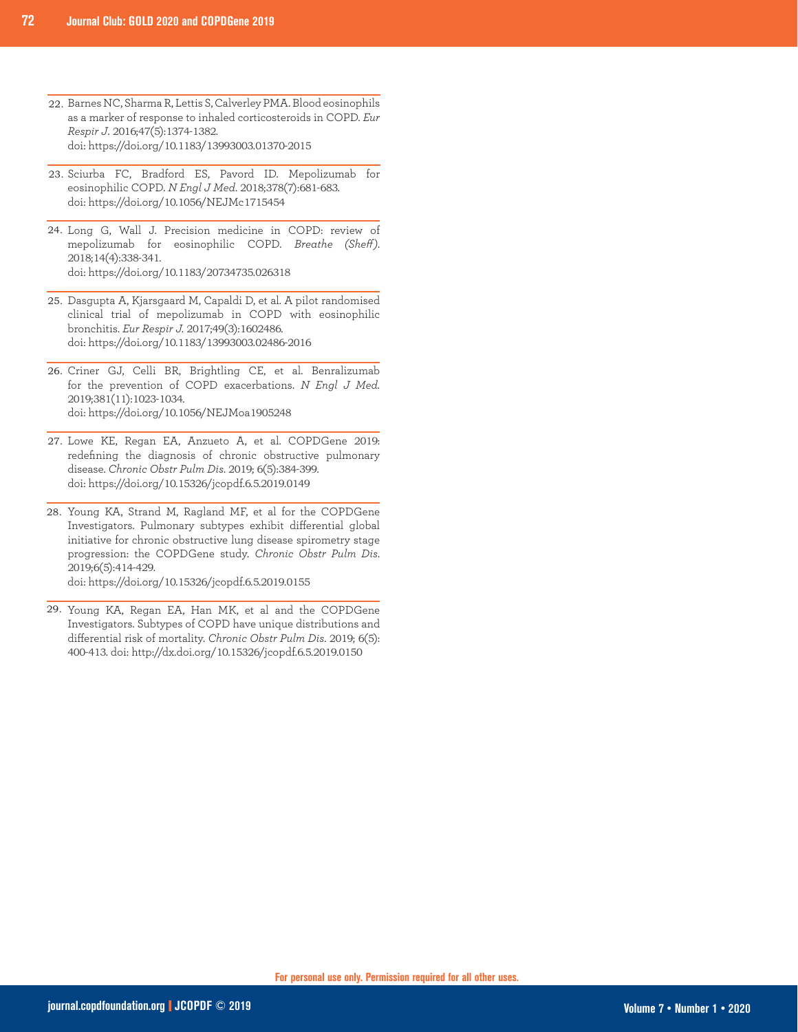22. Barnes NC, Sharma R, Lettis S, Calverley PMA. Blood eosinophils as a marker of response to inhaled corticosteroids in COPD. *Eur Respir J*. 2016;47(5):1374-1382. doi: https://doi.org/10.1183/13993003.01370-2015

23. Sciurba FC, Bradford ES, Pavord ID. Mepolizumab for eosinophilic COPD. *N Engl J Med*. 2018;378(7):681-683. doi: https://doi.org/10.1056/NEJMc1715454

24. Long G, Wall J. Precision medicine in COPD: review of mepolizumab for eosinophilic COPD. *Breathe (Sheff)*. 2018;14(4):338-341. doi: https://doi.org/10.1183/20734735.026318

25. Dasgupta A, Kjarsgaard M, Capaldi D, et al. A pilot randomised clinical trial of mepolizumab in COPD with eosinophilic bronchitis. *Eur Respir J*. 2017;49(3):1602486. doi: https://doi.org/10.1183/13993003.02486-2016

26. Criner GJ, Celli BR, Brightling CE, et al. Benralizumab for the prevention of COPD exacerbations. *N Engl J Med*. 2019;381(11):1023-1034. doi: https://doi.org/10.1056/NEJMoa1905248

27. Lowe KE, Regan EA, Anzueto A, et al. COPDGene 2019: redefining the diagnosis of chronic obstructive pulmonary disease. *Chronic Obstr Pulm Dis*. 2019; 6(5):384-399. doi: https://doi.org/10.15326/jcopdf.6.5.2019.0149

28. Young KA, Strand M, Ragland MF, et al for the COPDGene Investigators. Pulmonary subtypes exhibit differential global initiative for chronic obstructive lung disease spirometry stage progression: the COPDGene study. *Chronic Obstr Pulm Dis*. 2019;6(5):414-429. doi: https://doi.org/10.15326/jcopdf.6.5.2019.0155

29. Young KA, Regan EA, Han MK, et al and the COPDGene Investigators. Subtypes of COPD have unique distributions and differential risk of mortality. *Chronic Obstr Pulm Dis*. 2019; 6(5): 400-413. doi: http://dx.doi.org/10.15326/jcopdf.6.5.2019.0150